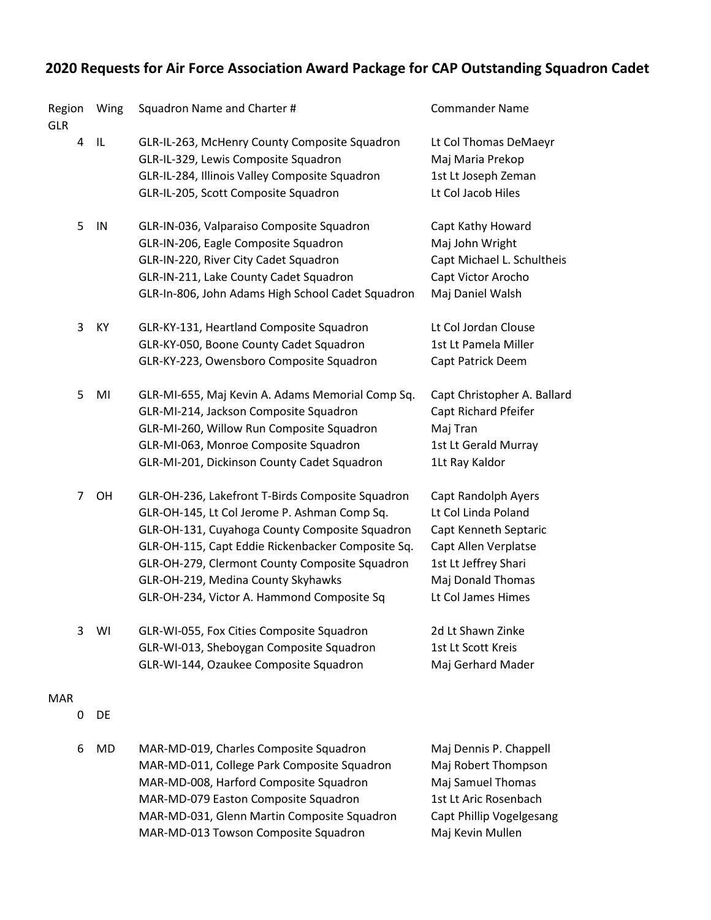# 2020 Requests for Air Force Association Award Package for CAP Outstanding Squadron Cadet

| Region | Wing | Squadron Name and Charter # | Commander Name |
|---|---|---|---|
| GLR | | | |
| 4 | IL | GLR-IL-263, McHenry County Composite Squadron | Lt Col Thomas DeMaeyr |
| | | GLR-IL-329, Lewis Composite Squadron | Maj Maria Prekop |
| | | GLR-IL-284, Illinois Valley Composite Squadron | 1st Lt Joseph Zeman |
| | | GLR-IL-205, Scott Composite Squadron | Lt Col Jacob Hiles |
| 5 | IN | GLR-IN-036, Valparaiso Composite Squadron | Capt Kathy Howard |
| | | GLR-IN-206, Eagle Composite Squadron | Maj John Wright |
| | | GLR-IN-220, River City Cadet Squadron | Capt Michael L. Schultheis |
| | | GLR-IN-211, Lake County Cadet Squadron | Capt Victor Arocho |
| | | GLR-In-806, John Adams High School Cadet Squadron | Maj Daniel Walsh |
| 3 | KY | GLR-KY-131, Heartland Composite Squadron | Lt Col Jordan Clouse |
| | | GLR-KY-050, Boone County Cadet Squadron | 1st Lt Pamela Miller |
| | | GLR-KY-223, Owensboro Composite Squadron | Capt Patrick Deem |
| 5 | MI | GLR-MI-655, Maj Kevin A. Adams Memorial Comp Sq. | Capt Christopher A. Ballard |
| | | GLR-MI-214, Jackson Composite Squadron | Capt Richard Pfeifer |
| | | GLR-MI-260, Willow Run Composite Squadron | Maj Tran |
| | | GLR-MI-063, Monroe Composite Squadron | 1st Lt Gerald Murray |
| | | GLR-MI-201, Dickinson County Cadet Squadron | 1Lt Ray Kaldor |
| 7 | OH | GLR-OH-236, Lakefront T-Birds Composite Squadron | Capt Randolph Ayers |
| | | GLR-OH-145, Lt Col Jerome P. Ashman Comp Sq. | Lt Col Linda Poland |
| | | GLR-OH-131, Cuyahoga County Composite Squadron | Capt Kenneth Septaric |
| | | GLR-OH-115, Capt Eddie Rickenbacker Composite Sq. | Capt Allen Verplatse |
| | | GLR-OH-279, Clermont County Composite Squadron | 1st Lt Jeffrey Shari |
| | | GLR-OH-219, Medina County Skyhawks | Maj Donald Thomas |
| | | GLR-OH-234, Victor A. Hammond Composite Sq | Lt Col James Himes |
| 3 | WI | GLR-WI-055, Fox Cities Composite Squadron | 2d Lt Shawn Zinke |
| | | GLR-WI-013, Sheboygan Composite Squadron | 1st Lt Scott Kreis |
| | | GLR-WI-144, Ozaukee Composite Squadron | Maj Gerhard Mader |
| MAR | | | |
| 0 | DE | | |
| 6 | MD | MAR-MD-019, Charles Composite Squadron | Maj Dennis P. Chappell |
| | | MAR-MD-011, College Park Composite Squadron | Maj Robert Thompson |
| | | MAR-MD-008, Harford Composite Squadron | Maj Samuel Thomas |
| | | MAR-MD-079 Easton Composite Squadron | 1st Lt Aric Rosenbach |
| | | MAR-MD-031, Glenn Martin Composite Squadron | Capt Phillip Vogelgesang |
| | | MAR-MD-013 Towson Composite Squadron | Maj Kevin Mullen |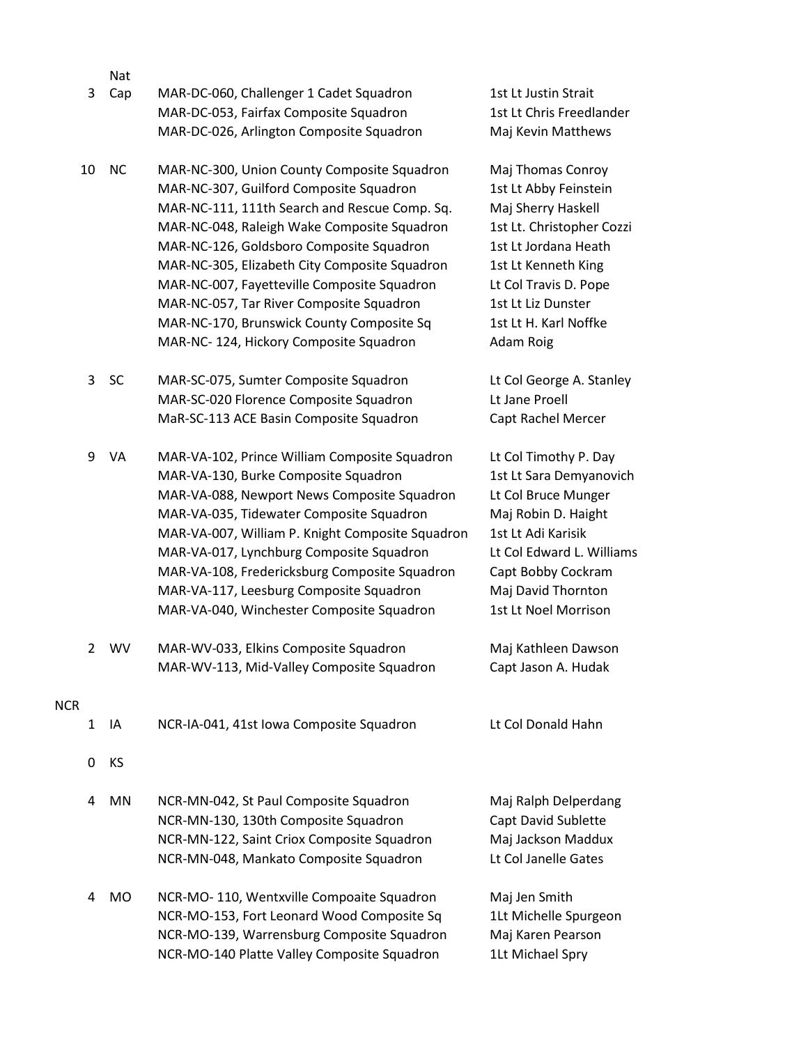| | | | |
|---|---|---|---|
| 3 | Nat Cap | MAR-DC-060, Challenger 1 Cadet Squadron | 1st Lt Justin Strait |
| | | MAR-DC-053, Fairfax Composite Squadron | 1st Lt Chris Freedlander |
| | | MAR-DC-026, Arlington Composite Squadron | Maj Kevin Matthews |
| 10 | NC | MAR-NC-300, Union County Composite Squadron | Maj Thomas Conroy |
| | | MAR-NC-307, Guilford Composite Squadron | 1st Lt Abby Feinstein |
| | | MAR-NC-111, 111th Search and Rescue Comp. Sq. | Maj Sherry Haskell |
| | | MAR-NC-048, Raleigh Wake Composite Squadron | 1st Lt. Christopher Cozzi |
| | | MAR-NC-126, Goldsboro Composite Squadron | 1st Lt Jordana Heath |
| | | MAR-NC-305, Elizabeth City Composite Squadron | 1st Lt Kenneth King |
| | | MAR-NC-007, Fayetteville Composite Squadron | Lt Col Travis D. Pope |
| | | MAR-NC-057, Tar River Composite Squadron | 1st Lt Liz Dunster |
| | | MAR-NC-170, Brunswick County Composite Sq | 1st Lt H. Karl Noffke |
| | | MAR-NC- 124, Hickory Composite Squadron | Adam Roig |
| 3 | SC | MAR-SC-075, Sumter Composite Squadron | Lt Col George A. Stanley |
| | | MAR-SC-020 Florence Composite Squadron | Lt Jane Proell |
| | | MaR-SC-113 ACE Basin Composite Squadron | Capt Rachel Mercer |
| 9 | VA | MAR-VA-102, Prince William Composite Squadron | Lt Col Timothy P. Day |
| | | MAR-VA-130, Burke Composite Squadron | 1st Lt Sara Demyanovich |
| | | MAR-VA-088, Newport News Composite Squadron | Lt Col Bruce Munger |
| | | MAR-VA-035, Tidewater Composite Squadron | Maj Robin D. Haight |
| | | MAR-VA-007, William P. Knight Composite Squadron | 1st Lt Adi Karisik |
| | | MAR-VA-017, Lynchburg Composite Squadron | Lt Col Edward L. Williams |
| | | MAR-VA-108, Fredericksburg Composite Squadron | Capt Bobby Cockram |
| | | MAR-VA-117, Leesburg Composite Squadron | Maj David Thornton |
| | | MAR-VA-040, Winchester Composite Squadron | 1st Lt Noel Morrison |
| 2 | WV | MAR-WV-033, Elkins Composite Squadron | Maj Kathleen Dawson |
| | | MAR-WV-113, Mid-Valley Composite Squadron | Capt Jason A. Hudak |

NCR

| | | | |
|---|---|---|---|
| 1 | IA | NCR-IA-041, 41st Iowa Composite Squadron | Lt Col Donald Hahn |
| 0 | KS | | |
| 4 | MN | NCR-MN-042, St Paul Composite Squadron | Maj Ralph Delperdang |
| | | NCR-MN-130, 130th Composite Squadron | Capt David Sublette |
| | | NCR-MN-122, Saint Criox Composite Squadron | Maj Jackson Maddux |
| | | NCR-MN-048, Mankato Composite Squadron | Lt Col Janelle Gates |
| 4 | MO | NCR-MO- 110, Wentxville Compoaite Squadron | Maj Jen Smith |
| | | NCR-MO-153, Fort Leonard Wood Composite Sq | 1Lt Michelle Spurgeon |
| | | NCR-MO-139, Warrensburg Composite Squadron | Maj Karen Pearson |
| | | NCR-MO-140 Platte Valley Composite Squadron | 1Lt Michael Spry |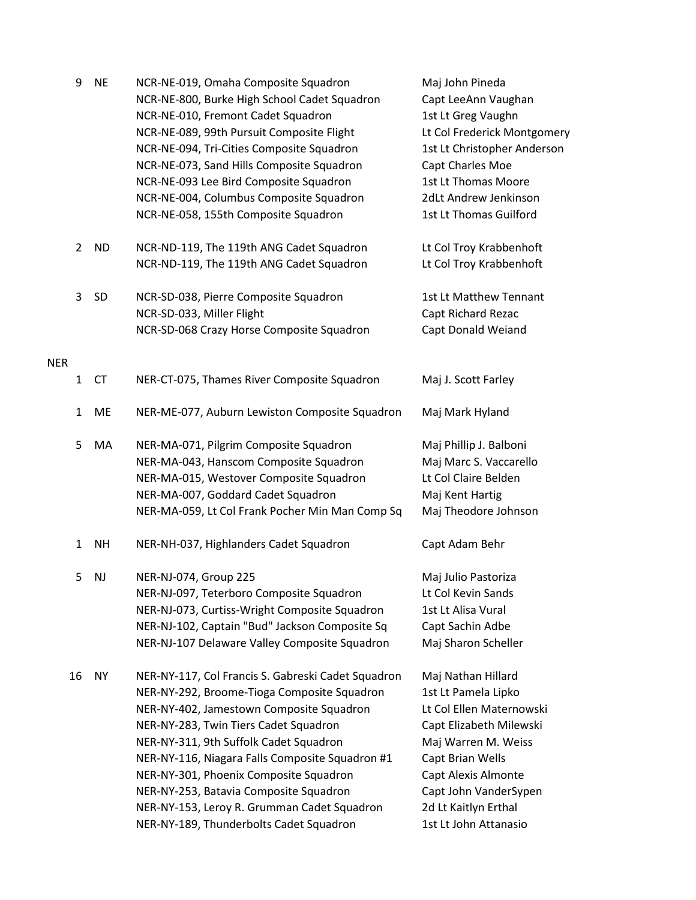| | | | |
|---|---|---|---|
| 9 | NE | NCR-NE-019, Omaha Composite Squadron | Maj John Pineda |
| | | NCR-NE-800, Burke High School Cadet Squadron | Capt LeeAnn Vaughan |
| | | NCR-NE-010, Fremont Cadet Squadron | 1st Lt Greg Vaughn |
| | | NCR-NE-089, 99th Pursuit Composite Flight | Lt Col Frederick Montgomery |
| | | NCR-NE-094, Tri-Cities Composite Squadron | 1st Lt Christopher Anderson |
| | | NCR-NE-073, Sand Hills Composite Squadron | Capt Charles Moe |
| | | NCR-NE-093 Lee Bird Composite Squadron | 1st Lt Thomas Moore |
| | | NCR-NE-004, Columbus Composite Squadron | 2dLt Andrew Jenkinson |
| | | NCR-NE-058, 155th Composite Squadron | 1st Lt Thomas Guilford |
| 2 | ND | NCR-ND-119, The 119th ANG Cadet Squadron | Lt Col Troy Krabbenhoft |
| | | NCR-ND-119, The 119th ANG Cadet Squadron | Lt Col Troy Krabbenhoft |
| 3 | SD | NCR-SD-038, Pierre Composite Squadron | 1st Lt Matthew Tennant |
| | | NCR-SD-033, Miller Flight | Capt Richard Rezac |
| | | NCR-SD-068 Crazy Horse Composite Squadron | Capt Donald Weiand |

NER

| | | | |
|---|---|---|---|
| 1 | CT | NER-CT-075, Thames River Composite Squadron | Maj J. Scott Farley |
| 1 | ME | NER-ME-077, Auburn Lewiston Composite Squadron | Maj Mark Hyland |
| 5 | MA | NER-MA-071, Pilgrim Composite Squadron | Maj Phillip J. Balboni |
| | | NER-MA-043, Hanscom Composite Squadron | Maj Marc S. Vaccarello |
| | | NER-MA-015, Westover Composite Squadron | Lt Col Claire Belden |
| | | NER-MA-007, Goddard Cadet Squadron | Maj Kent Hartig |
| | | NER-MA-059, Lt Col Frank Pocher Min Man Comp Sq | Maj Theodore Johnson |
| 1 | NH | NER-NH-037, Highlanders Cadet Squadron | Capt Adam Behr |
| 5 | NJ | NER-NJ-074, Group 225 | Maj Julio Pastoriza |
| | | NER-NJ-097, Teterboro Composite Squadron | Lt Col Kevin Sands |
| | | NER-NJ-073, Curtiss-Wright Composite Squadron | 1st Lt Alisa Vural |
| | | NER-NJ-102, Captain "Bud" Jackson Composite Sq | Capt Sachin Adbe |
| | | NER-NJ-107 Delaware Valley Composite Squadron | Maj Sharon Scheller |
| 16 | NY | NER-NY-117, Col Francis S. Gabreski Cadet Squadron | Maj Nathan Hillard |
| | | NER-NY-292, Broome-Tioga Composite Squadron | 1st Lt Pamela Lipko |
| | | NER-NY-402, Jamestown Composite Squadron | Lt Col Ellen Maternowski |
| | | NER-NY-283, Twin Tiers Cadet Squadron | Capt Elizabeth Milewski |
| | | NER-NY-311, 9th Suffolk Cadet Squadron | Maj Warren M. Weiss |
| | | NER-NY-116, Niagara Falls Composite Squadron #1 | Capt Brian Wells |
| | | NER-NY-301, Phoenix Composite Squadron | Capt Alexis Almonte |
| | | NER-NY-253, Batavia Composite Squadron | Capt John VanderSypen |
| | | NER-NY-153, Leroy R. Grumman Cadet Squadron | 2d Lt Kaitlyn Erthal |
| | | NER-NY-189, Thunderbolts Cadet Squadron | 1st Lt John Attanasio |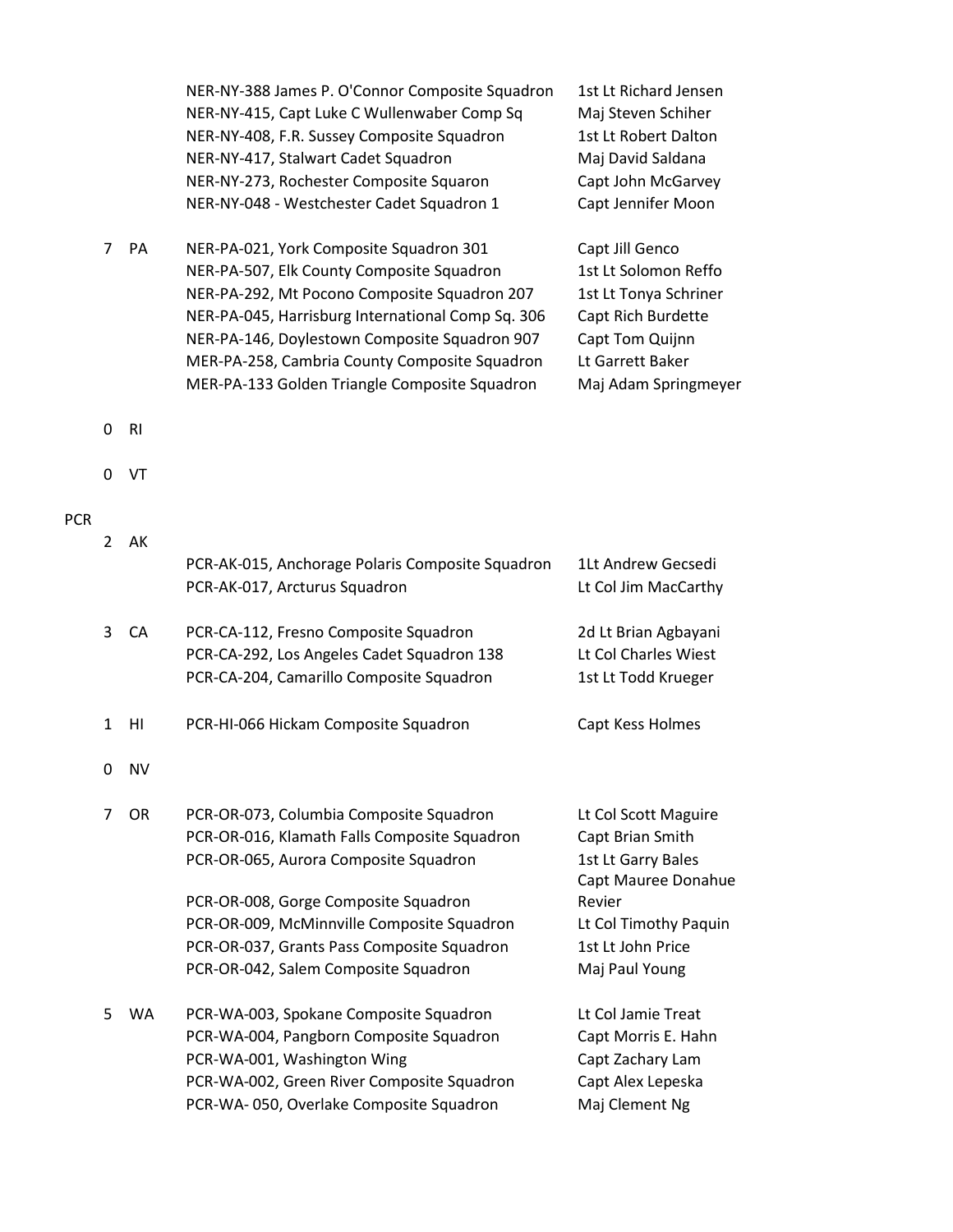| Region | Count | State | Unit | Contact |
|---|---|---|---|---|
| | | | NER-NY-388 James P. O'Connor Composite Squadron | 1st Lt Richard Jensen |
| | | | NER-NY-415, Capt Luke C Wullenwaber Comp Sq | Maj Steven Schiher |
| | | | NER-NY-408, F.R. Sussey Composite Squadron | 1st Lt Robert Dalton |
| | | | NER-NY-417, Stalwart Cadet Squadron | Maj David Saldana |
| | | | NER-NY-273, Rochester Composite Squaron | Capt John McGarvey |
| | | | NER-NY-048 - Westchester Cadet Squadron 1 | Capt Jennifer Moon |
| | 7 | PA | NER-PA-021, York Composite Squadron 301 | Capt Jill Genco |
| | | | NER-PA-507, Elk County Composite Squadron | 1st Lt Solomon Reffo |
| | | | NER-PA-292, Mt Pocono Composite Squadron 207 | 1st Lt Tonya Schriner |
| | | | NER-PA-045, Harrisburg International Comp Sq. 306 | Capt Rich Burdette |
| | | | NER-PA-146, Doylestown Composite Squadron 907 | Capt Tom Quijnn |
| | | | MER-PA-258, Cambria County Composite Squadron | Lt Garrett Baker |
| | | | MER-PA-133 Golden Triangle Composite Squadron | Maj Adam Springmeyer |
| | 0 | RI | | |
| | 0 | VT | | |
| PCR | | | | |
| | 2 | AK | | |
| | | | PCR-AK-015, Anchorage Polaris Composite Squadron | 1Lt Andrew Gecsedi |
| | | | PCR-AK-017, Arcturus Squadron | Lt Col Jim MacCarthy |
| | 3 | CA | PCR-CA-112, Fresno Composite Squadron | 2d Lt Brian Agbayani |
| | | | PCR-CA-292, Los Angeles Cadet Squadron 138 | Lt Col Charles Wiest |
| | | | PCR-CA-204, Camarillo Composite Squadron | 1st Lt Todd Krueger |
| | 1 | HI | PCR-HI-066 Hickam Composite Squadron | Capt Kess Holmes |
| | 0 | NV | | |
| | 7 | OR | PCR-OR-073, Columbia Composite Squadron | Lt Col Scott Maguire |
| | | | PCR-OR-016, Klamath Falls Composite Squadron | Capt Brian Smith |
| | | | PCR-OR-065, Aurora Composite Squadron | 1st Lt Garry Bales |
| | | | PCR-OR-008, Gorge Composite Squadron | Capt Mauree Donahue Revier |
| | | | PCR-OR-009, McMinnville Composite Squadron | Lt Col Timothy Paquin |
| | | | PCR-OR-037, Grants Pass Composite Squadron | 1st Lt John Price |
| | | | PCR-OR-042, Salem Composite Squadron | Maj Paul Young |
| | 5 | WA | PCR-WA-003, Spokane Composite Squadron | Lt Col Jamie Treat |
| | | | PCR-WA-004, Pangborn Composite Squadron | Capt Morris E. Hahn |
| | | | PCR-WA-001, Washington Wing | Capt Zachary Lam |
| | | | PCR-WA-002, Green River Composite Squadron | Capt Alex Lepeska |
| | | | PCR-WA- 050, Overlake Composite Squadron | Maj Clement Ng |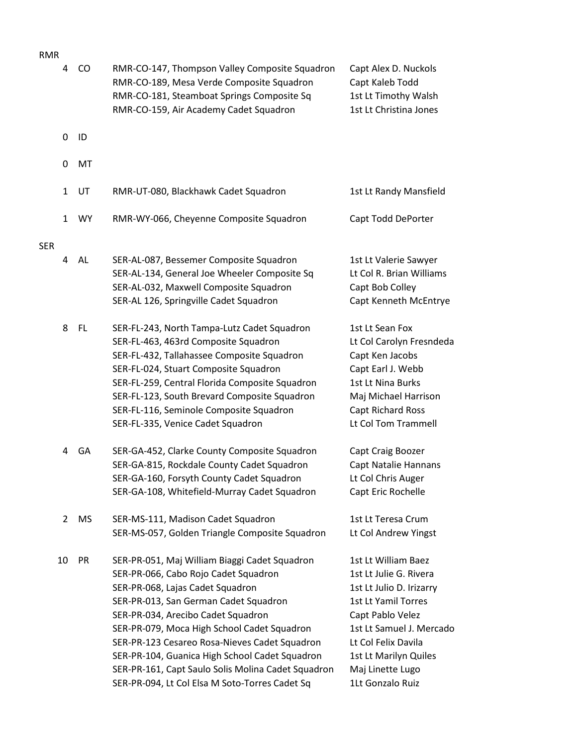| Region | Count | State | Squadron | Commander |
|---|---|---|---|---|
| RMR | | | | |
| | 4 | CO | RMR-CO-147, Thompson Valley Composite Squadron | Capt Alex D. Nuckols |
| | | | RMR-CO-189, Mesa Verde Composite Squadron | Capt Kaleb Todd |
| | | | RMR-CO-181, Steamboat Springs Composite Sq | 1st Lt Timothy Walsh |
| | | | RMR-CO-159, Air Academy Cadet Squadron | 1st Lt Christina Jones |
| | 0 | ID | | |
| | 0 | MT | | |
| | 1 | UT | RMR-UT-080, Blackhawk Cadet Squadron | 1st Lt Randy Mansfield |
| | 1 | WY | RMR-WY-066, Cheyenne Composite Squadron | Capt Todd DePorter |
| SER | | | | |
| | 4 | AL | SER-AL-087, Bessemer Composite Squadron | 1st Lt Valerie Sawyer |
| | | | SER-AL-134, General Joe Wheeler Composite Sq | Lt Col R. Brian Williams |
| | | | SER-AL-032, Maxwell Composite Squadron | Capt Bob Colley |
| | | | SER-AL 126, Springville Cadet Squadron | Capt Kenneth McEntrye |
| | 8 | FL | SER-FL-243, North Tampa-Lutz Cadet Squadron | 1st Lt Sean Fox |
| | | | SER-FL-463, 463rd Composite Squadron | Lt Col Carolyn Fresndeda |
| | | | SER-FL-432, Tallahassee Composite Squadron | Capt Ken Jacobs |
| | | | SER-FL-024, Stuart Composite Squadron | Capt Earl J. Webb |
| | | | SER-FL-259, Central Florida Composite Squadron | 1st Lt Nina Burks |
| | | | SER-FL-123, South Brevard Composite Squadron | Maj Michael Harrison |
| | | | SER-FL-116, Seminole Composite Squadron | Capt Richard Ross |
| | | | SER-FL-335, Venice Cadet Squadron | Lt Col Tom Trammell |
| | 4 | GA | SER-GA-452, Clarke County Composite Squadron | Capt Craig Boozer |
| | | | SER-GA-815, Rockdale County Cadet Squadron | Capt Natalie Hannans |
| | | | SER-GA-160, Forsyth County Cadet Squadron | Lt Col Chris Auger |
| | | | SER-GA-108, Whitefield-Murray Cadet Squadron | Capt Eric Rochelle |
| | 2 | MS | SER-MS-111, Madison Cadet Squadron | 1st Lt Teresa Crum |
| | | | SER-MS-057, Golden Triangle Composite Squadron | Lt Col Andrew Yingst |
| | 10 | PR | SER-PR-051, Maj William Biaggi Cadet Squadron | 1st Lt William Baez |
| | | | SER-PR-066, Cabo Rojo Cadet Squadron | 1st Lt Julie G. Rivera |
| | | | SER-PR-068, Lajas Cadet Squadron | 1st Lt Julio D. Irizarry |
| | | | SER-PR-013, San German Cadet Squadron | 1st Lt Yamil Torres |
| | | | SER-PR-034, Arecibo Cadet Squadron | Capt Pablo Velez |
| | | | SER-PR-079, Moca High School Cadet Squadron | 1st Lt Samuel J. Mercado |
| | | | SER-PR-123 Cesareo Rosa-Nieves Cadet Squadron | Lt Col Felix Davila |
| | | | SER-PR-104, Guanica High School Cadet Squadron | 1st Lt Marilyn Quiles |
| | | | SER-PR-161, Capt Saulo Solis Molina Cadet Squadron | Maj Linette Lugo |
| | | | SER-PR-094, Lt Col Elsa M Soto-Torres Cadet Sq | 1Lt Gonzalo Ruiz |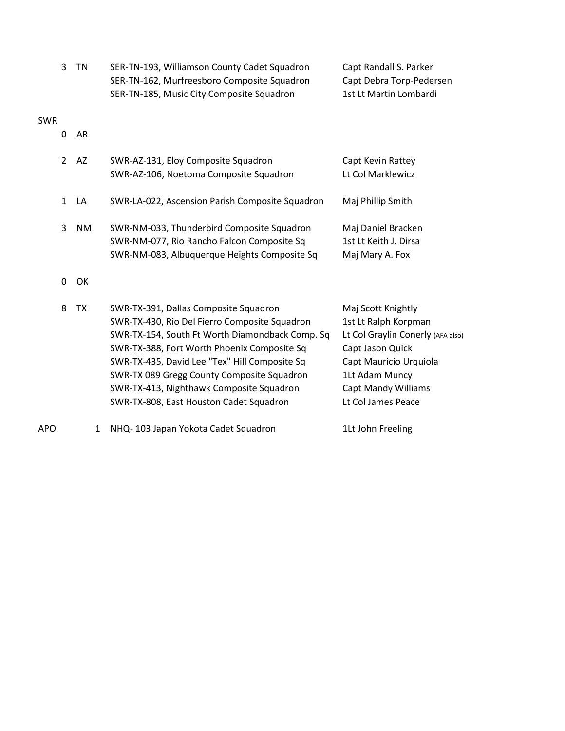| | | | | |
|---|---|---|---|---|
| | 3 | TN | SER-TN-193, Williamson County Cadet Squadron | Capt Randall S. Parker |
| | | | SER-TN-162, Murfreesboro Composite Squadron | Capt Debra Torp-Pedersen |
| | | | SER-TN-185, Music City Composite Squadron | 1st Lt Martin Lombardi |
| SWR | | | | |
| | 0 | AR | | |
| | 2 | AZ | SWR-AZ-131, Eloy Composite Squadron | Capt Kevin Rattey |
| | | | SWR-AZ-106, Noetoma Composite Squadron | Lt Col Marklewicz |
| | 1 | LA | SWR-LA-022, Ascension Parish Composite Squadron | Maj Phillip Smith |
| | 3 | NM | SWR-NM-033, Thunderbird Composite Squadron | Maj Daniel Bracken |
| | | | SWR-NM-077, Rio Rancho Falcon Composite Sq | 1st Lt Keith J. Dirsa |
| | | | SWR-NM-083, Albuquerque Heights Composite Sq | Maj Mary A. Fox |
| | 0 | OK | | |
| | 8 | TX | SWR-TX-391, Dallas Composite Squadron | Maj Scott Knightly |
| | | | SWR-TX-430, Rio Del Fierro Composite Squadron | 1st Lt Ralph Korpman |
| | | | SWR-TX-154, South Ft Worth Diamondback Comp. Sq | Lt Col Graylin Conerly (AFA also) |
| | | | SWR-TX-388, Fort Worth Phoenix Composite Sq | Capt Jason Quick |
| | | | SWR-TX-435, David Lee "Tex" Hill Composite Sq | Capt Mauricio Urquiola |
| | | | SWR-TX 089 Gregg County Composite Squadron | 1Lt Adam Muncy |
| | | | SWR-TX-413, Nighthawk Composite Squadron | Capt Mandy Williams |
| | | | SWR-TX-808, East Houston Cadet Squadron | Lt Col James Peace |
| APO | | 1 | NHQ- 103 Japan Yokota Cadet Squadron | 1Lt John Freeling |